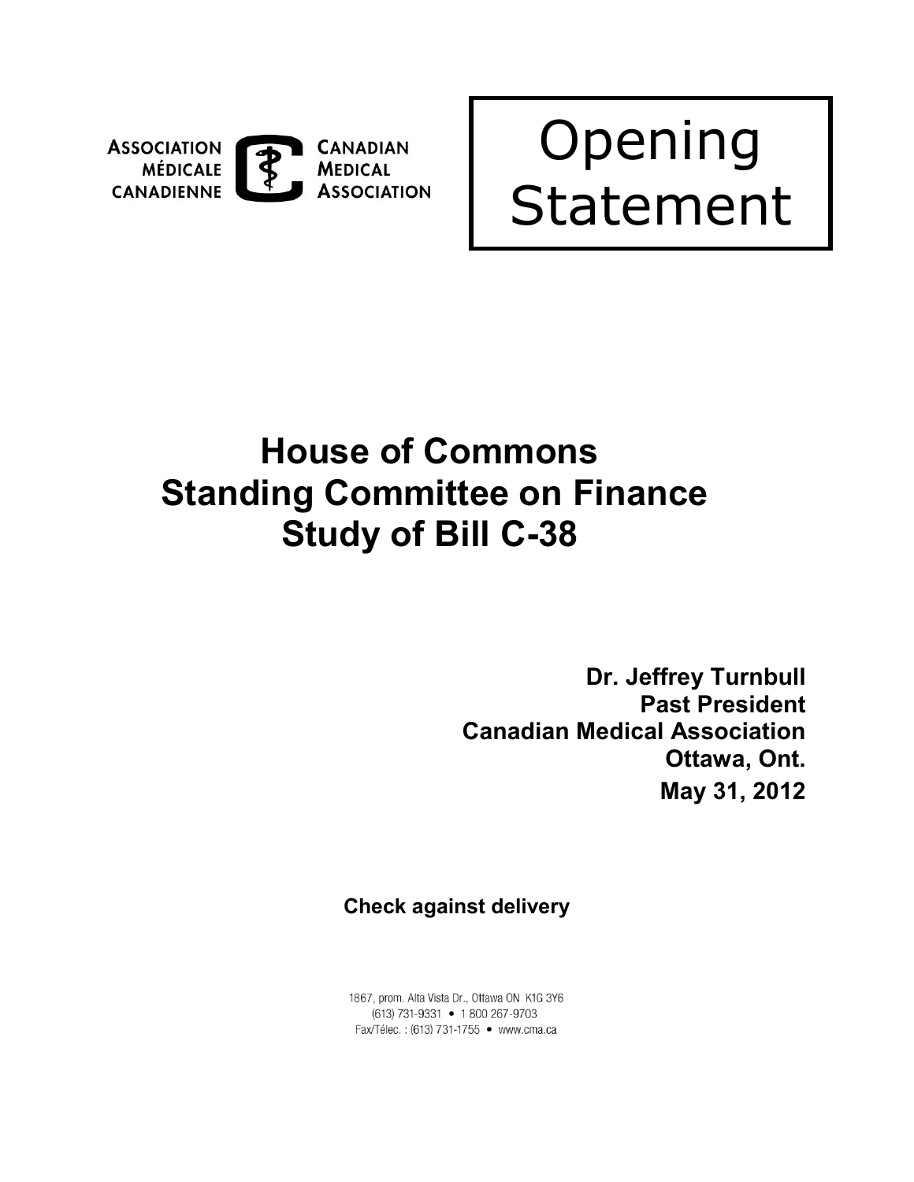ASSOCIATION MÉDICALE CANADIENNE

CANADIAN MEDICAL ASSOCIATION

# Opening Statement

## House of Commons Standing Committee on Finance Study of Bill C-38

**Dr. Jeffrey Turnbull**
**Past President**
**Canadian Medical Association**
**Ottawa, Ont.**
**May 31, 2012**

**Check against delivery**

1867, prom. Alta Vista Dr., Ottawa ON K1G 3Y6
(613) 731-9331 • 1 800 267-9703
Fax/Télec. : (613) 731-1755 • www.cma.ca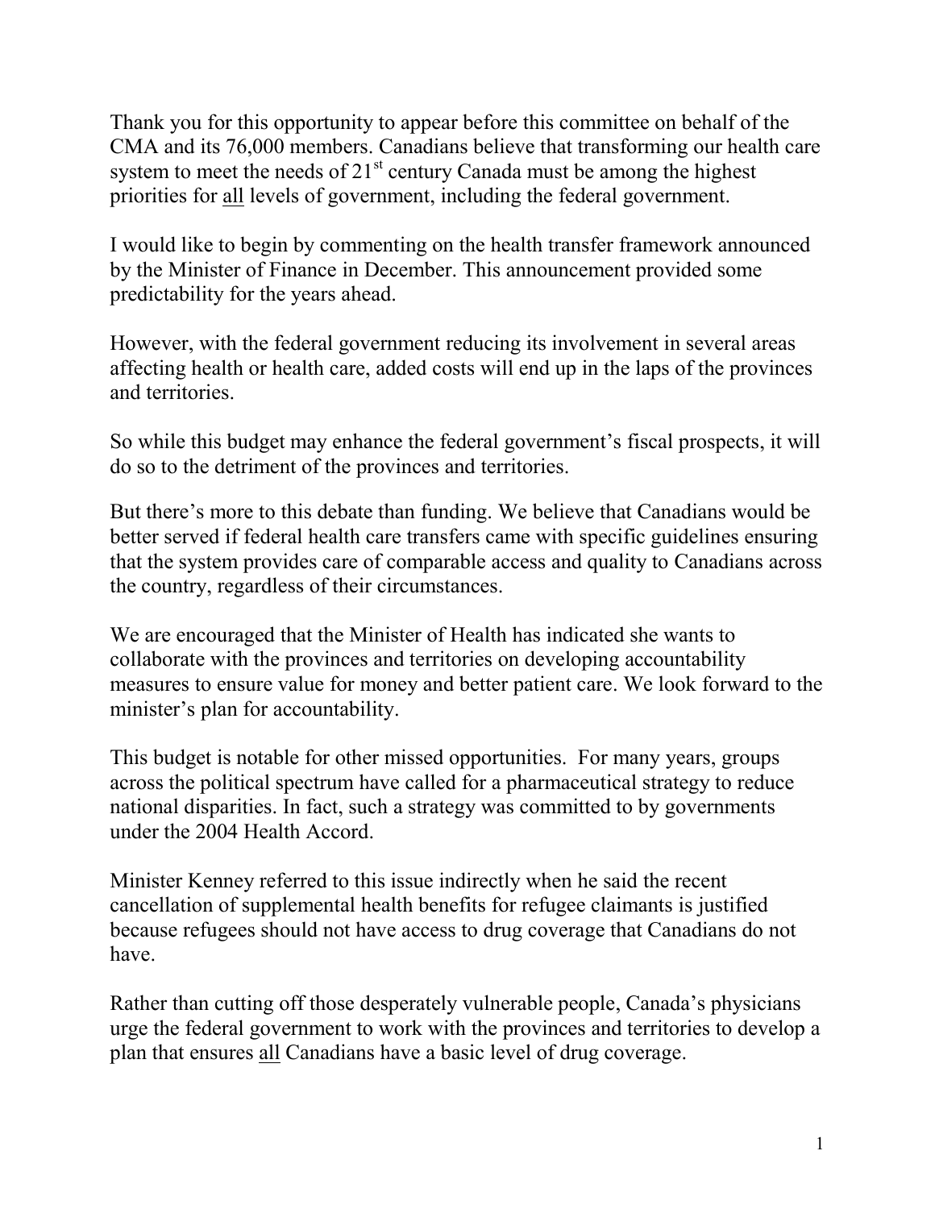Thank you for this opportunity to appear before this committee on behalf of the CMA and its 76,000 members. Canadians believe that transforming our health care system to meet the needs of 21st century Canada must be among the highest priorities for <u>all</u> levels of government, including the federal government.

I would like to begin by commenting on the health transfer framework announced by the Minister of Finance in December. This announcement provided some predictability for the years ahead.

However, with the federal government reducing its involvement in several areas affecting health or health care, added costs will end up in the laps of the provinces and territories.

So while this budget may enhance the federal government's fiscal prospects, it will do so to the detriment of the provinces and territories.

But there's more to this debate than funding. We believe that Canadians would be better served if federal health care transfers came with specific guidelines ensuring that the system provides care of comparable access and quality to Canadians across the country, regardless of their circumstances.

We are encouraged that the Minister of Health has indicated she wants to collaborate with the provinces and territories on developing accountability measures to ensure value for money and better patient care. We look forward to the minister's plan for accountability.

This budget is notable for other missed opportunities. For many years, groups across the political spectrum have called for a pharmaceutical strategy to reduce national disparities. In fact, such a strategy was committed to by governments under the 2004 Health Accord.

Minister Kenney referred to this issue indirectly when he said the recent cancellation of supplemental health benefits for refugee claimants is justified because refugees should not have access to drug coverage that Canadians do not have.

Rather than cutting off those desperately vulnerable people, Canada's physicians urge the federal government to work with the provinces and territories to develop a plan that ensures <u>all</u> Canadians have a basic level of drug coverage.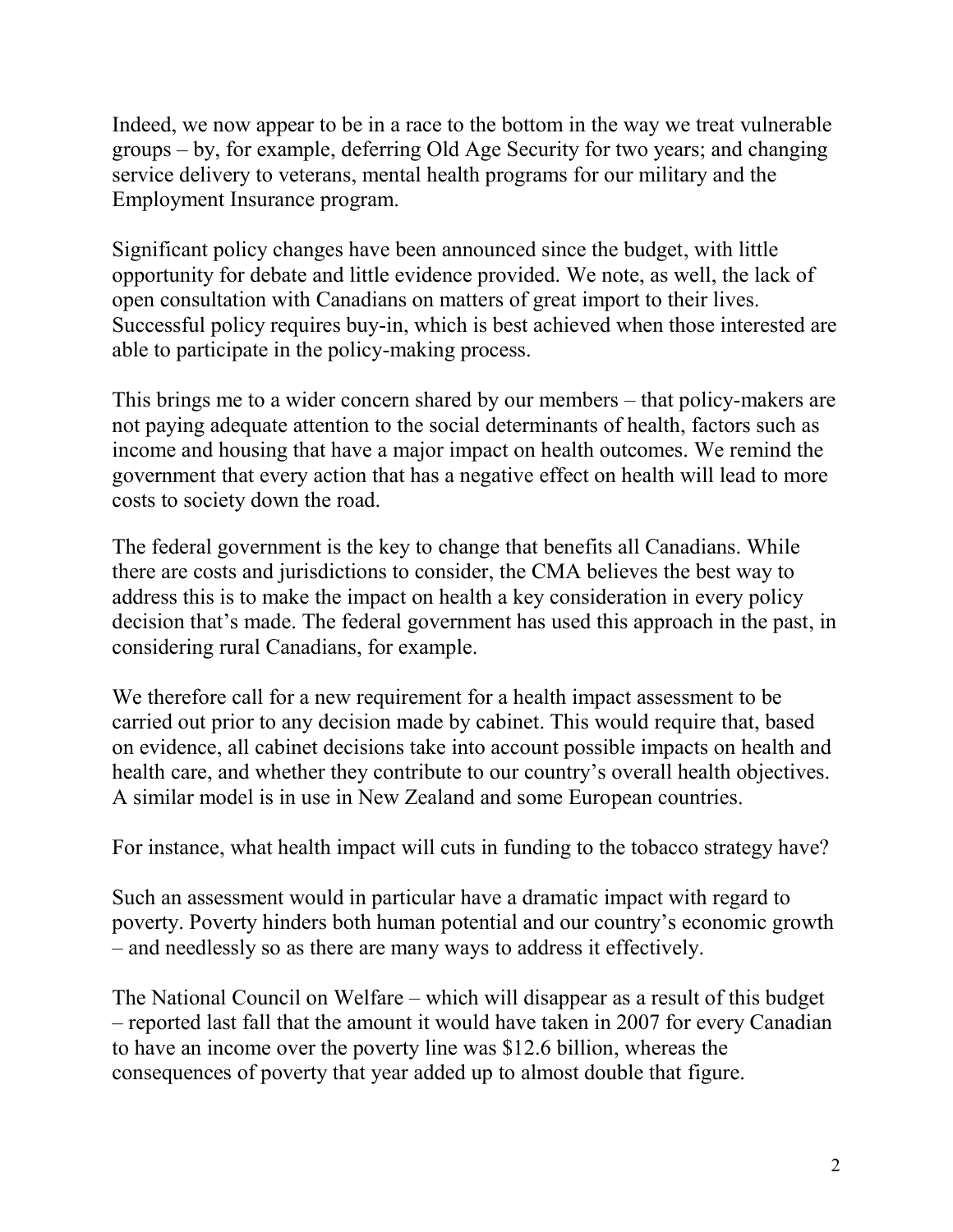Indeed, we now appear to be in a race to the bottom in the way we treat vulnerable groups – by, for example, deferring Old Age Security for two years; and changing service delivery to veterans, mental health programs for our military and the Employment Insurance program.

Significant policy changes have been announced since the budget, with little opportunity for debate and little evidence provided. We note, as well, the lack of open consultation with Canadians on matters of great import to their lives. Successful policy requires buy-in, which is best achieved when those interested are able to participate in the policy-making process.

This brings me to a wider concern shared by our members – that policy-makers are not paying adequate attention to the social determinants of health, factors such as income and housing that have a major impact on health outcomes. We remind the government that every action that has a negative effect on health will lead to more costs to society down the road.

The federal government is the key to change that benefits all Canadians. While there are costs and jurisdictions to consider, the CMA believes the best way to address this is to make the impact on health a key consideration in every policy decision that's made. The federal government has used this approach in the past, in considering rural Canadians, for example.

We therefore call for a new requirement for a health impact assessment to be carried out prior to any decision made by cabinet. This would require that, based on evidence, all cabinet decisions take into account possible impacts on health and health care, and whether they contribute to our country's overall health objectives. A similar model is in use in New Zealand and some European countries.

For instance, what health impact will cuts in funding to the tobacco strategy have?

Such an assessment would in particular have a dramatic impact with regard to poverty. Poverty hinders both human potential and our country's economic growth – and needlessly so as there are many ways to address it effectively.

The National Council on Welfare – which will disappear as a result of this budget – reported last fall that the amount it would have taken in 2007 for every Canadian to have an income over the poverty line was $12.6 billion, whereas the consequences of poverty that year added up to almost double that figure.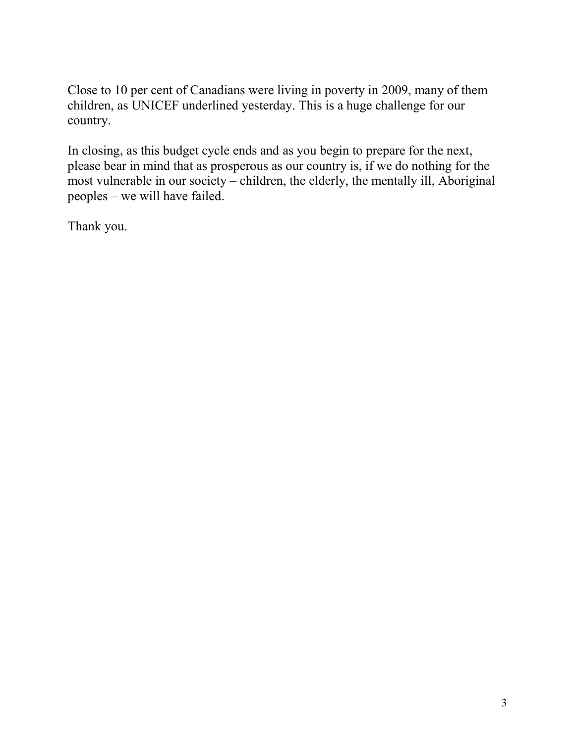Close to 10 per cent of Canadians were living in poverty in 2009, many of them children, as UNICEF underlined yesterday. This is a huge challenge for our country.

In closing, as this budget cycle ends and as you begin to prepare for the next, please bear in mind that as prosperous as our country is, if we do nothing for the most vulnerable in our society – children, the elderly, the mentally ill, Aboriginal peoples – we will have failed.

Thank you.